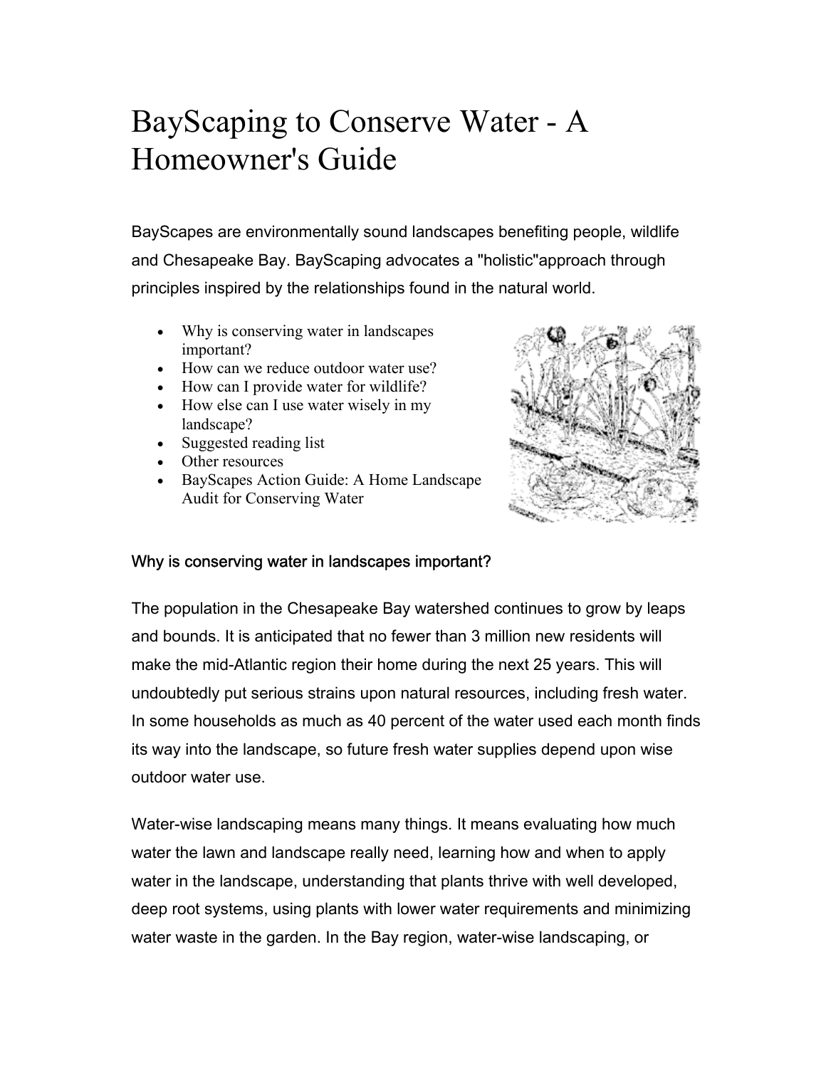# BayScaping to Conserve Water - A Homeowner's Guide

BayScapes are environmentally sound landscapes benefiting people, wildlife and Chesapeake Bay. BayScaping advocates a "holistic"approach through principles inspired by the relationships found in the natural world.

- Why is conserving water in landscapes important?
- How can we reduce outdoor water use?
- How can I provide water for wildlife?
- How else can I use water wisely in my landscape?
- Suggested reading list
- Other resources
- BayScapes Action Guide: A Home Landscape Audit for Conserving Water

## Why is conserving water in landscapes important?

The population in the Chesapeake Bay watershed continues to grow by leaps and bounds. It is anticipated that no fewer than 3 million new residents will make the mid-Atlantic region their home during the next 25 years. This will undoubtedly put serious strains upon natural resources, including fresh water. In some households as much as 40 percent of the water used each month finds its way into the landscape, so future fresh water supplies depend upon wise outdoor water use.

Water-wise landscaping means many things. It means evaluating how much water the lawn and landscape really need, learning how and when to apply water in the landscape, understanding that plants thrive with well developed, deep root systems, using plants with lower water requirements and minimizing water waste in the garden. In the Bay region, water-wise landscaping, or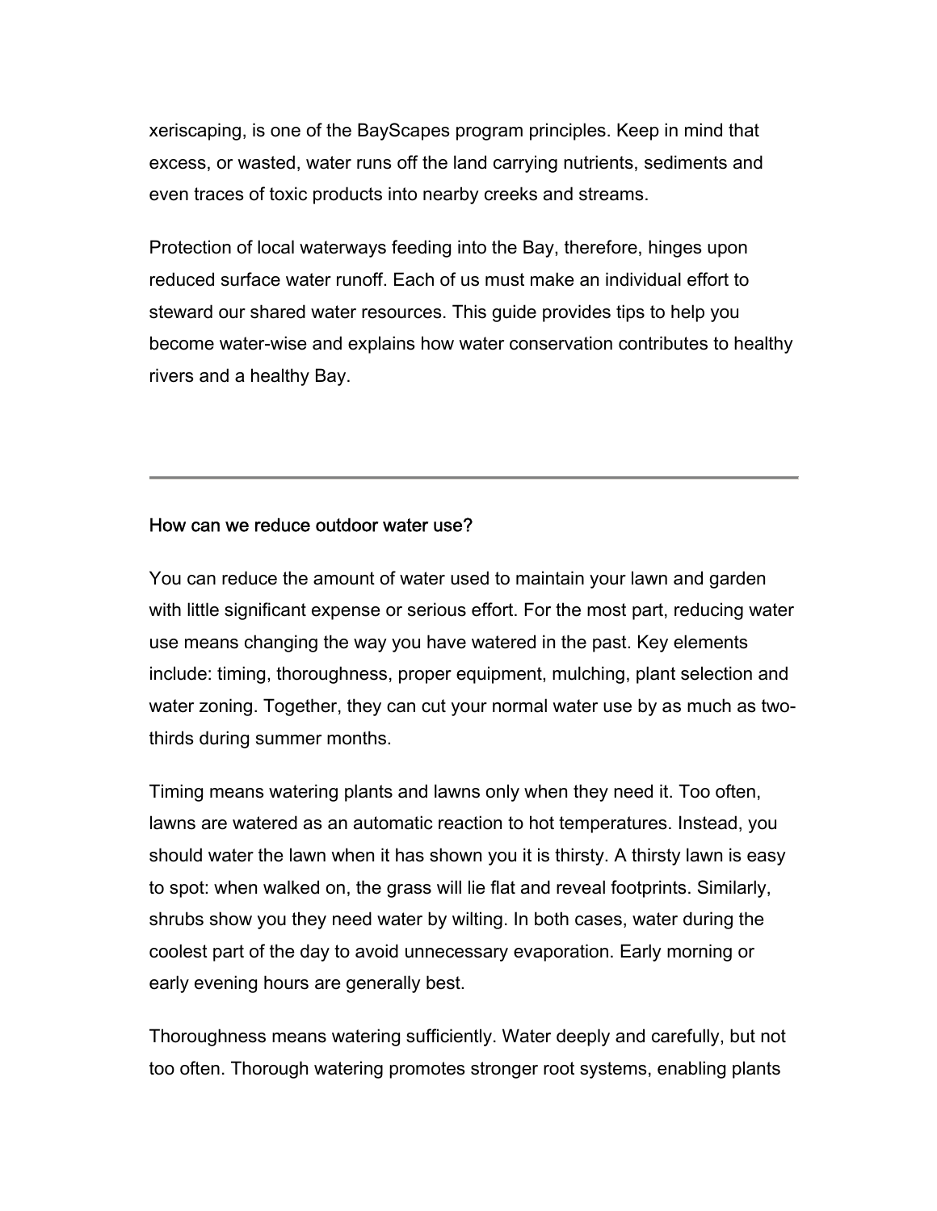xeriscaping, is one of the BayScapes program principles. Keep in mind that excess, or wasted, water runs off the land carrying nutrients, sediments and even traces of toxic products into nearby creeks and streams.

Protection of local waterways feeding into the Bay, therefore, hinges upon reduced surface water runoff. Each of us must make an individual effort to steward our shared water resources. This guide provides tips to help you become water-wise and explains how water conservation contributes to healthy rivers and a healthy Bay.

---

## How can we reduce outdoor water use?

You can reduce the amount of water used to maintain your lawn and garden with little significant expense or serious effort. For the most part, reducing water use means changing the way you have watered in the past. Key elements include: timing, thoroughness, proper equipment, mulching, plant selection and water zoning. Together, they can cut your normal water use by as much as two-thirds during summer months.

Timing means watering plants and lawns only when they need it. Too often, lawns are watered as an automatic reaction to hot temperatures. Instead, you should water the lawn when it has shown you it is thirsty. A thirsty lawn is easy to spot: when walked on, the grass will lie flat and reveal footprints. Similarly, shrubs show you they need water by wilting. In both cases, water during the coolest part of the day to avoid unnecessary evaporation. Early morning or early evening hours are generally best.

Thoroughness means watering sufficiently. Water deeply and carefully, but not too often. Thorough watering promotes stronger root systems, enabling plants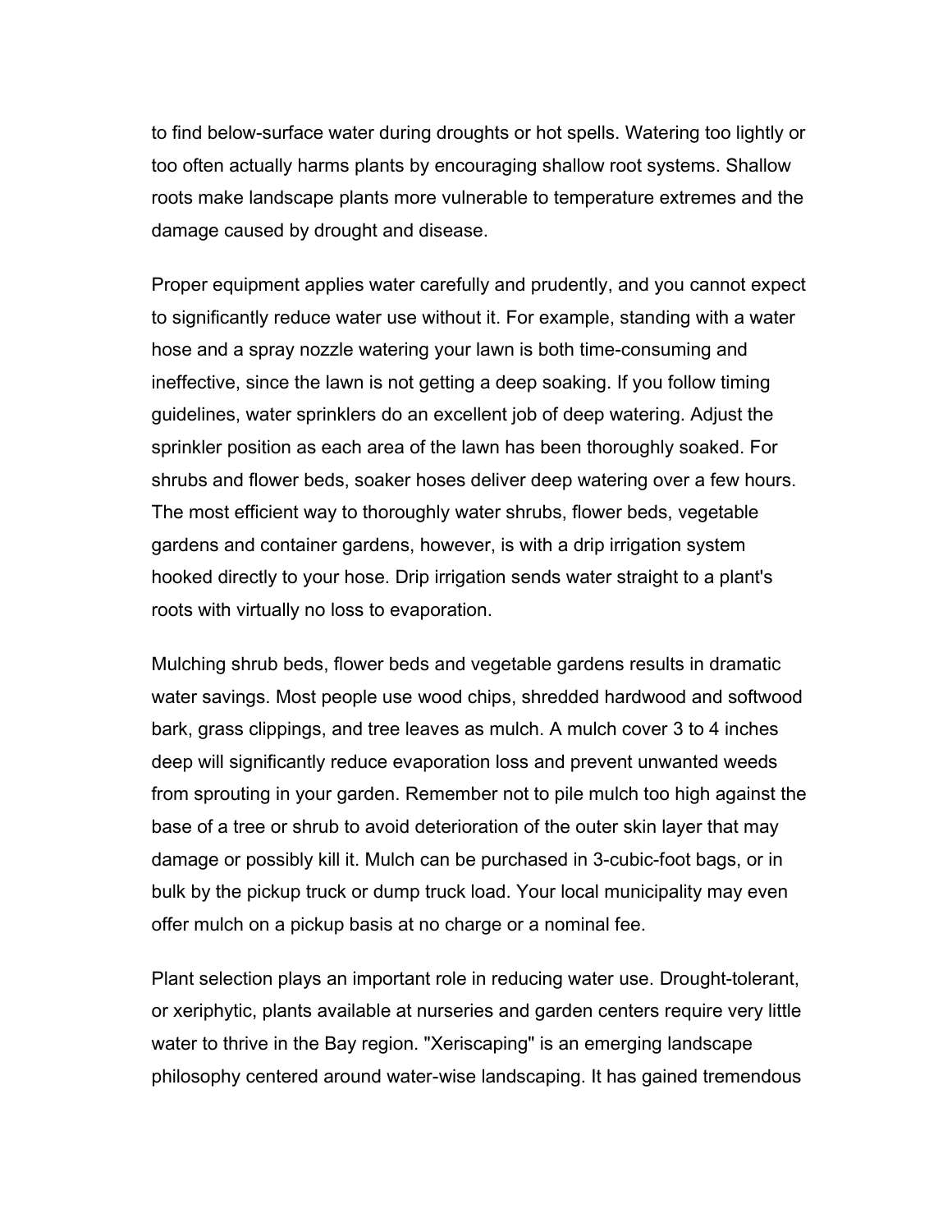to find below-surface water during droughts or hot spells. Watering too lightly or too often actually harms plants by encouraging shallow root systems. Shallow roots make landscape plants more vulnerable to temperature extremes and the damage caused by drought and disease.

Proper equipment applies water carefully and prudently, and you cannot expect to significantly reduce water use without it. For example, standing with a water hose and a spray nozzle watering your lawn is both time-consuming and ineffective, since the lawn is not getting a deep soaking. If you follow timing guidelines, water sprinklers do an excellent job of deep watering. Adjust the sprinkler position as each area of the lawn has been thoroughly soaked. For shrubs and flower beds, soaker hoses deliver deep watering over a few hours. The most efficient way to thoroughly water shrubs, flower beds, vegetable gardens and container gardens, however, is with a drip irrigation system hooked directly to your hose. Drip irrigation sends water straight to a plant's roots with virtually no loss to evaporation.

Mulching shrub beds, flower beds and vegetable gardens results in dramatic water savings. Most people use wood chips, shredded hardwood and softwood bark, grass clippings, and tree leaves as mulch. A mulch cover 3 to 4 inches deep will significantly reduce evaporation loss and prevent unwanted weeds from sprouting in your garden. Remember not to pile mulch too high against the base of a tree or shrub to avoid deterioration of the outer skin layer that may damage or possibly kill it. Mulch can be purchased in 3-cubic-foot bags, or in bulk by the pickup truck or dump truck load. Your local municipality may even offer mulch on a pickup basis at no charge or a nominal fee.

Plant selection plays an important role in reducing water use. Drought-tolerant, or xeriphytic, plants available at nurseries and garden centers require very little water to thrive in the Bay region. "Xeriscaping" is an emerging landscape philosophy centered around water-wise landscaping. It has gained tremendous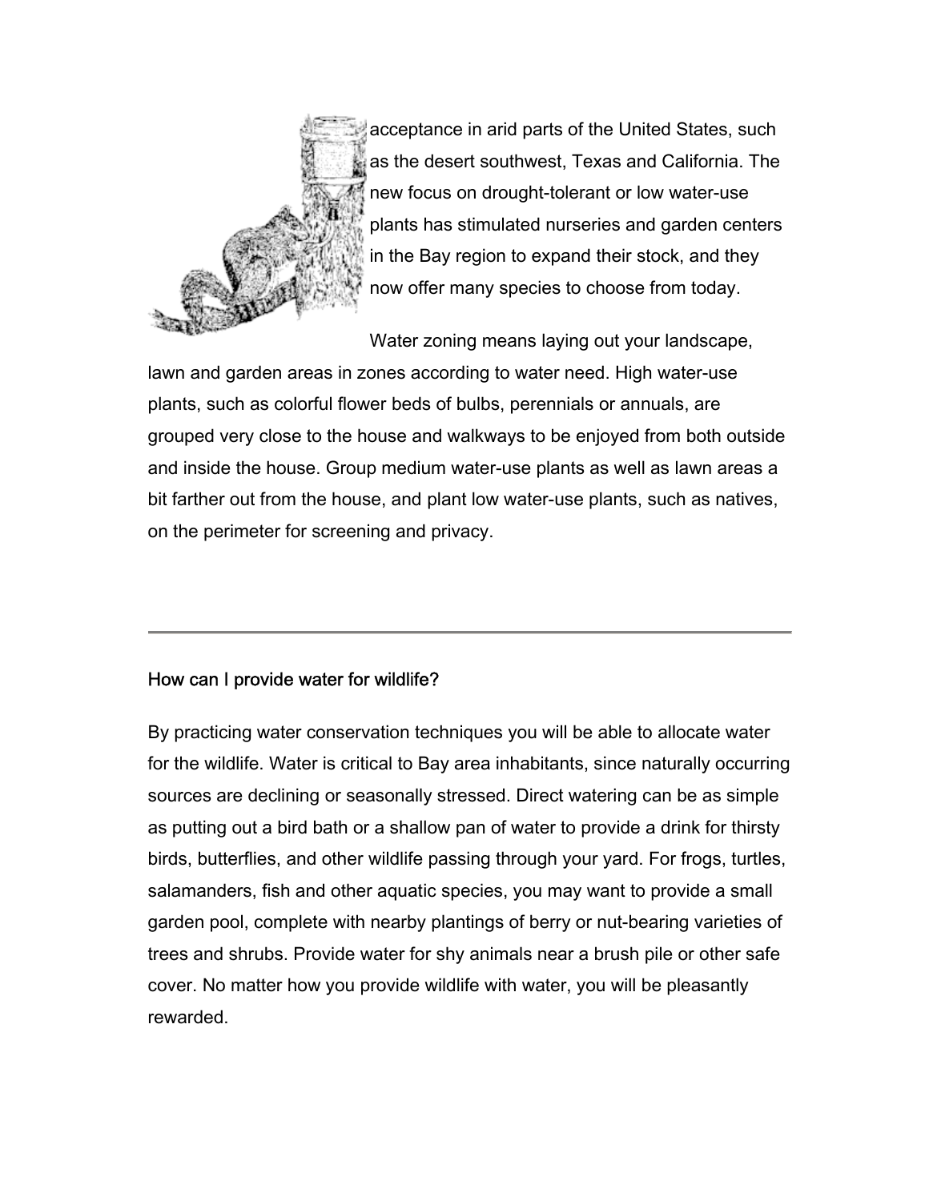acceptance in arid parts of the United States, such as the desert southwest, Texas and California. The new focus on drought-tolerant or low water-use plants has stimulated nurseries and garden centers in the Bay region to expand their stock, and they now offer many species to choose from today.

Water zoning means laying out your landscape, lawn and garden areas in zones according to water need. High water-use plants, such as colorful flower beds of bulbs, perennials or annuals, are grouped very close to the house and walkways to be enjoyed from both outside and inside the house. Group medium water-use plants as well as lawn areas a bit farther out from the house, and plant low water-use plants, such as natives, on the perimeter for screening and privacy.

---

## How can I provide water for wildlife?

By practicing water conservation techniques you will be able to allocate water for the wildlife. Water is critical to Bay area inhabitants, since naturally occurring sources are declining or seasonally stressed. Direct watering can be as simple as putting out a bird bath or a shallow pan of water to provide a drink for thirsty birds, butterflies, and other wildlife passing through your yard. For frogs, turtles, salamanders, fish and other aquatic species, you may want to provide a small garden pool, complete with nearby plantings of berry or nut-bearing varieties of trees and shrubs. Provide water for shy animals near a brush pile or other safe cover. No matter how you provide wildlife with water, you will be pleasantly rewarded.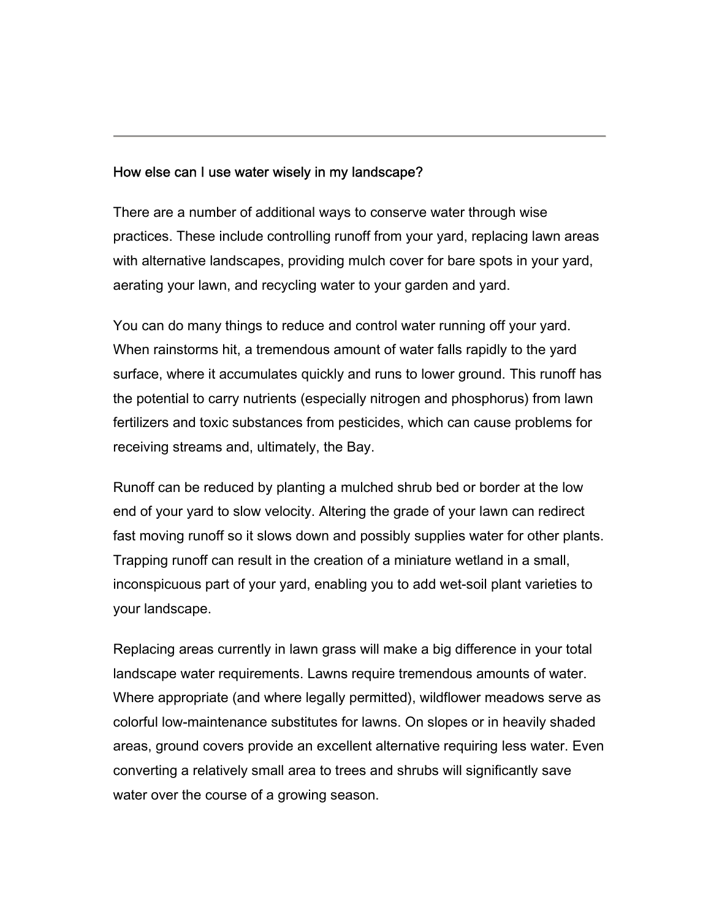---

## How else can I use water wisely in my landscape?

There are a number of additional ways to conserve water through wise practices. These include controlling runoff from your yard, replacing lawn areas with alternative landscapes, providing mulch cover for bare spots in your yard, aerating your lawn, and recycling water to your garden and yard.

You can do many things to reduce and control water running off your yard. When rainstorms hit, a tremendous amount of water falls rapidly to the yard surface, where it accumulates quickly and runs to lower ground. This runoff has the potential to carry nutrients (especially nitrogen and phosphorus) from lawn fertilizers and toxic substances from pesticides, which can cause problems for receiving streams and, ultimately, the Bay.

Runoff can be reduced by planting a mulched shrub bed or border at the low end of your yard to slow velocity. Altering the grade of your lawn can redirect fast moving runoff so it slows down and possibly supplies water for other plants. Trapping runoff can result in the creation of a miniature wetland in a small, inconspicuous part of your yard, enabling you to add wet-soil plant varieties to your landscape.

Replacing areas currently in lawn grass will make a big difference in your total landscape water requirements. Lawns require tremendous amounts of water. Where appropriate (and where legally permitted), wildflower meadows serve as colorful low-maintenance substitutes for lawns. On slopes or in heavily shaded areas, ground covers provide an excellent alternative requiring less water. Even converting a relatively small area to trees and shrubs will significantly save water over the course of a growing season.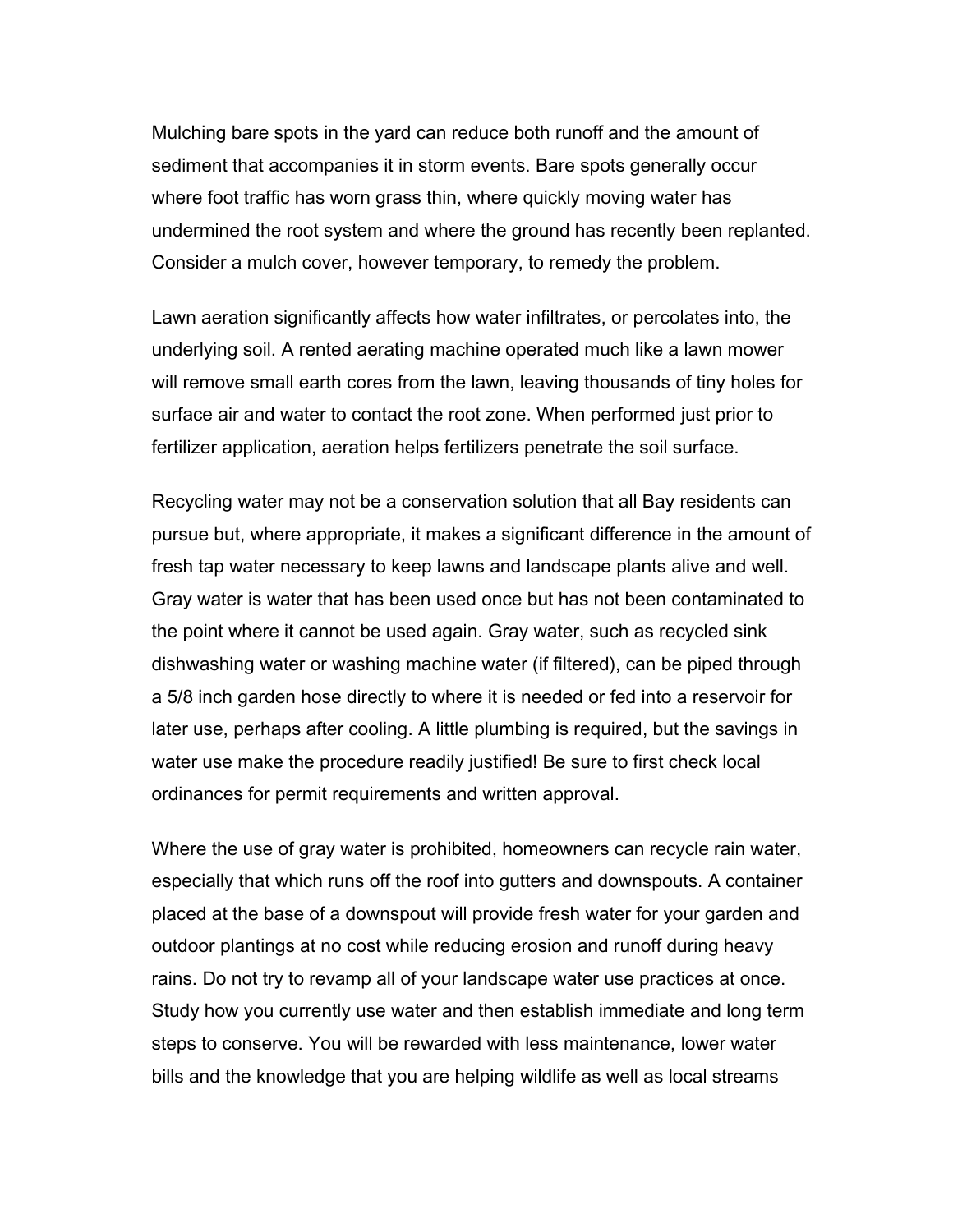Mulching bare spots in the yard can reduce both runoff and the amount of sediment that accompanies it in storm events. Bare spots generally occur where foot traffic has worn grass thin, where quickly moving water has undermined the root system and where the ground has recently been replanted. Consider a mulch cover, however temporary, to remedy the problem.

Lawn aeration significantly affects how water infiltrates, or percolates into, the underlying soil. A rented aerating machine operated much like a lawn mower will remove small earth cores from the lawn, leaving thousands of tiny holes for surface air and water to contact the root zone. When performed just prior to fertilizer application, aeration helps fertilizers penetrate the soil surface.

Recycling water may not be a conservation solution that all Bay residents can pursue but, where appropriate, it makes a significant difference in the amount of fresh tap water necessary to keep lawns and landscape plants alive and well. Gray water is water that has been used once but has not been contaminated to the point where it cannot be used again. Gray water, such as recycled sink dishwashing water or washing machine water (if filtered), can be piped through a 5/8 inch garden hose directly to where it is needed or fed into a reservoir for later use, perhaps after cooling. A little plumbing is required, but the savings in water use make the procedure readily justified! Be sure to first check local ordinances for permit requirements and written approval.

Where the use of gray water is prohibited, homeowners can recycle rain water, especially that which runs off the roof into gutters and downspouts. A container placed at the base of a downspout will provide fresh water for your garden and outdoor plantings at no cost while reducing erosion and runoff during heavy rains. Do not try to revamp all of your landscape water use practices at once. Study how you currently use water and then establish immediate and long term steps to conserve. You will be rewarded with less maintenance, lower water bills and the knowledge that you are helping wildlife as well as local streams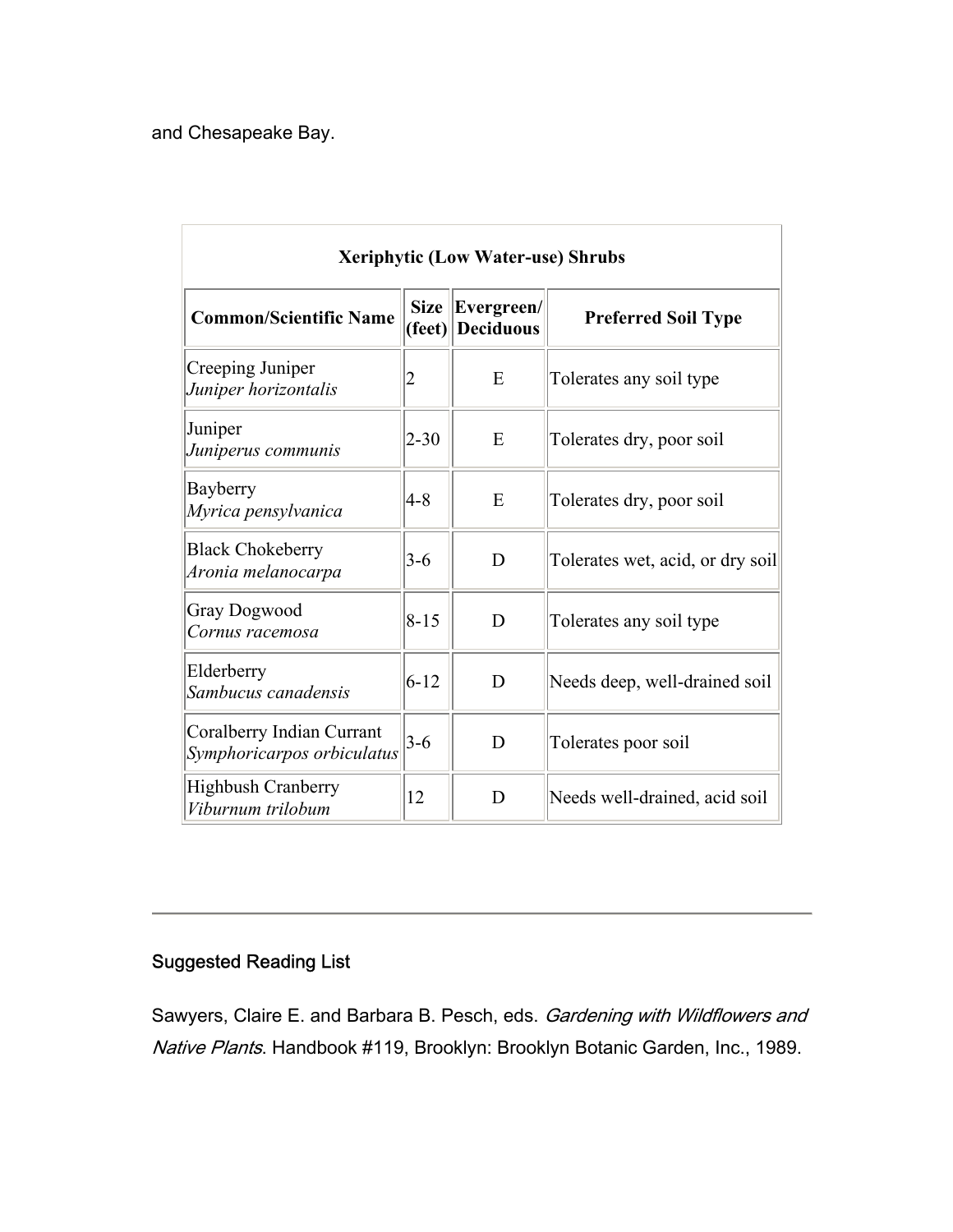and Chesapeake Bay.

| Xeriphytic (Low Water-use) Shrubs | | | |
|---|---|---|---|
| **Common/Scientific Name** | **Size (feet)** | **Evergreen/ Deciduous** | **Preferred Soil Type** |
| Creeping Juniper *Juniper horizontalis* | 2 | E | Tolerates any soil type |
| Juniper *Juniperus communis* | 2-30 | E | Tolerates dry, poor soil |
| Bayberry *Myrica pensylvanica* | 4-8 | E | Tolerates dry, poor soil |
| Black Chokeberry *Aronia melanocarpa* | 3-6 | D | Tolerates wet, acid, or dry soil |
| Gray Dogwood *Cornus racemosa* | 8-15 | D | Tolerates any soil type |
| Elderberry *Sambucus canadensis* | 6-12 | D | Needs deep, well-drained soil |
| Coralberry Indian Currant *Symphoricarpos orbiculatus* | 3-6 | D | Tolerates poor soil |
| Highbush Cranberry *Viburnum trilobum* | 12 | D | Needs well-drained, acid soil |

---

## Suggested Reading List

Sawyers, Claire E. and Barbara B. Pesch, eds. *Gardening with Wildflowers and Native Plants*. Handbook #119, Brooklyn: Brooklyn Botanic Garden, Inc., 1989.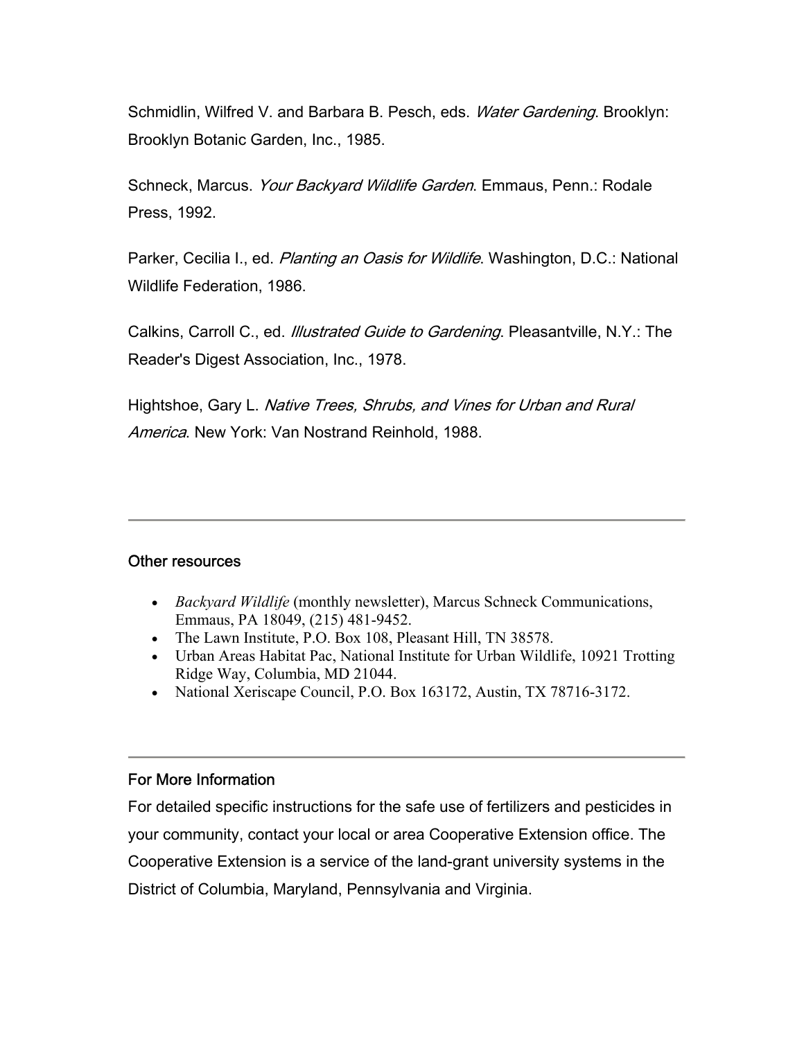Schmidlin, Wilfred V. and Barbara B. Pesch, eds. *Water Gardening*. Brooklyn: Brooklyn Botanic Garden, Inc., 1985.

Schneck, Marcus. *Your Backyard Wildlife Garden*. Emmaus, Penn.: Rodale Press, 1992.

Parker, Cecilia I., ed. *Planting an Oasis for Wildlife*. Washington, D.C.: National Wildlife Federation, 1986.

Calkins, Carroll C., ed. *Illustrated Guide to Gardening*. Pleasantville, N.Y.: The Reader's Digest Association, Inc., 1978.

Hightshoe, Gary L. *Native Trees, Shrubs, and Vines for Urban and Rural America*. New York: Van Nostrand Reinhold, 1988.

---

## Other resources

- *Backyard Wildlife* (monthly newsletter), Marcus Schneck Communications, Emmaus, PA 18049, (215) 481-9452.
- The Lawn Institute, P.O. Box 108, Pleasant Hill, TN 38578.
- Urban Areas Habitat Pac, National Institute for Urban Wildlife, 10921 Trotting Ridge Way, Columbia, MD 21044.
- National Xeriscape Council, P.O. Box 163172, Austin, TX 78716-3172.

---

## For More Information

For detailed specific instructions for the safe use of fertilizers and pesticides in your community, contact your local or area Cooperative Extension office. The Cooperative Extension is a service of the land-grant university systems in the District of Columbia, Maryland, Pennsylvania and Virginia.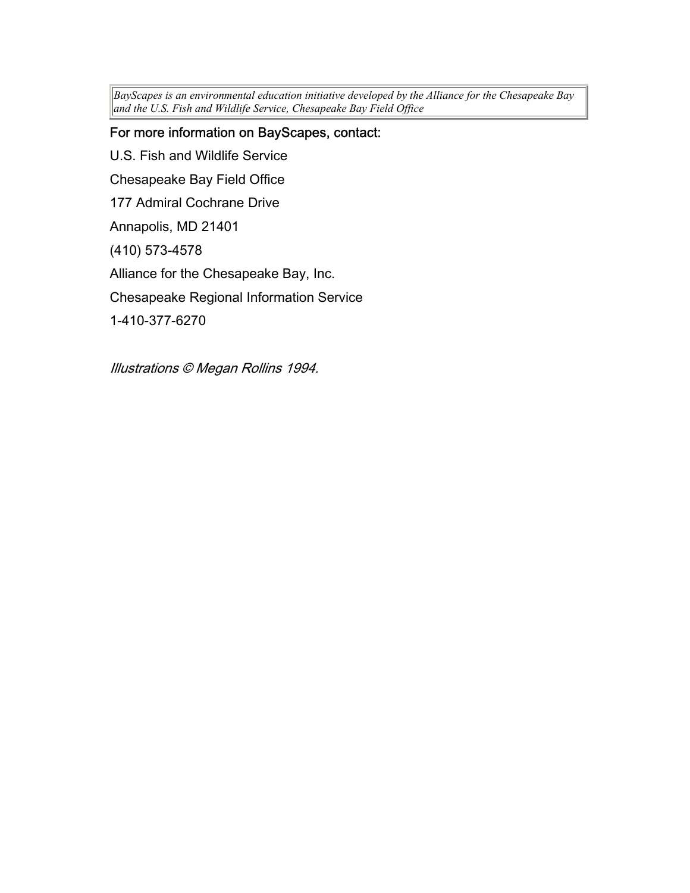*BayScapes is an environmental education initiative developed by the Alliance for the Chesapeake Bay and the U.S. Fish and Wildlife Service, Chesapeake Bay Field Office*

For more information on BayScapes, contact:

U.S. Fish and Wildlife Service

Chesapeake Bay Field Office

177 Admiral Cochrane Drive

Annapolis, MD 21401

(410) 573-4578

Alliance for the Chesapeake Bay, Inc.

Chesapeake Regional Information Service

1-410-377-6270

*Illustrations © Megan Rollins 1994.*